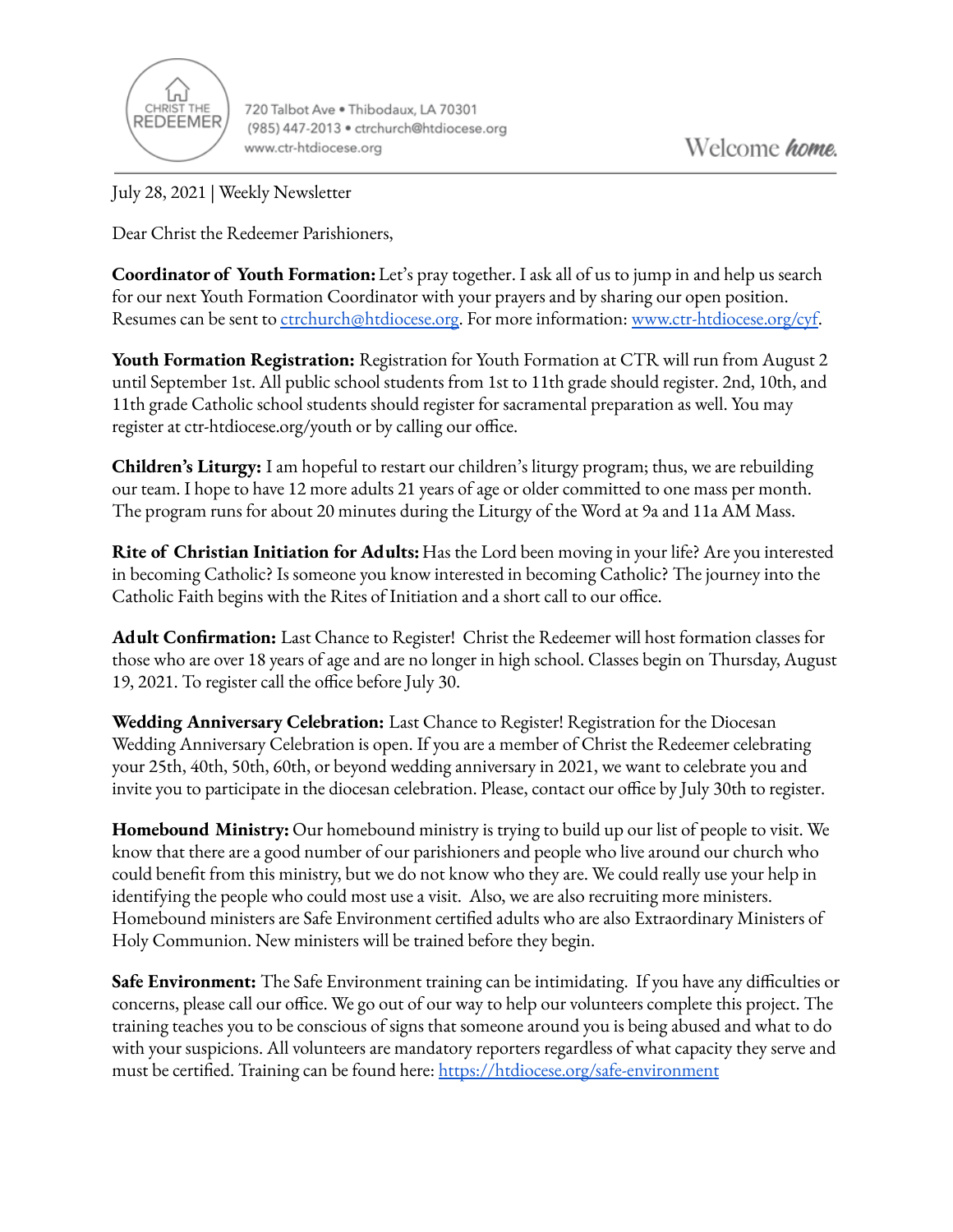CHRIST THE REDEEMER

720 Talbot Ave • Thibodaux, LA 70301
(985) 447-2013 • ctrchurch@htdiocese.org
www.ctr-htdiocese.org

Welcome *home.*

July 28, 2021 | Weekly Newsletter

Dear Christ the Redeemer Parishioners,

**Coordinator of Youth Formation:** Let's pray together. I ask all of us to jump in and help us search for our next Youth Formation Coordinator with your prayers and by sharing our open position. Resumes can be sent to [ctrchurch@htdiocese.org](mailto:ctrchurch@htdiocese.org). For more information: [www.ctr-htdiocese.org/cyf](http://www.ctr-htdiocese.org/cyf).

**Youth Formation Registration:** Registration for Youth Formation at CTR will run from August 2 until September 1st. All public school students from 1st to 11th grade should register. 2nd, 10th, and 11th grade Catholic school students should register for sacramental preparation as well. You may register at ctr-htdiocese.org/youth or by calling our office.

**Children's Liturgy:** I am hopeful to restart our children's liturgy program; thus, we are rebuilding our team. I hope to have 12 more adults 21 years of age or older committed to one mass per month. The program runs for about 20 minutes during the Liturgy of the Word at 9a and 11a AM Mass.

**Rite of Christian Initiation for Adults:** Has the Lord been moving in your life? Are you interested in becoming Catholic? Is someone you know interested in becoming Catholic? The journey into the Catholic Faith begins with the Rites of Initiation and a short call to our office.

**Adult Confirmation:** Last Chance to Register! Christ the Redeemer will host formation classes for those who are over 18 years of age and are no longer in high school. Classes begin on Thursday, August 19, 2021. To register call the office before July 30.

**Wedding Anniversary Celebration:** Last Chance to Register! Registration for the Diocesan Wedding Anniversary Celebration is open. If you are a member of Christ the Redeemer celebrating your 25th, 40th, 50th, 60th, or beyond wedding anniversary in 2021, we want to celebrate you and invite you to participate in the diocesan celebration. Please, contact our office by July 30th to register.

**Homebound Ministry:** Our homebound ministry is trying to build up our list of people to visit. We know that there are a good number of our parishioners and people who live around our church who could benefit from this ministry, but we do not know who they are. We could really use your help in identifying the people who could most use a visit. Also, we are also recruiting more ministers. Homebound ministers are Safe Environment certified adults who are also Extraordinary Ministers of Holy Communion. New ministers will be trained before they begin.

**Safe Environment:** The Safe Environment training can be intimidating. If you have any difficulties or concerns, please call our office. We go out of our way to help our volunteers complete this project. The training teaches you to be conscious of signs that someone around you is being abused and what to do with your suspicions. All volunteers are mandatory reporters regardless of what capacity they serve and must be certified. Training can be found here: [https://htdiocese.org/safe-environment](https://htdiocese.org/safe-environment)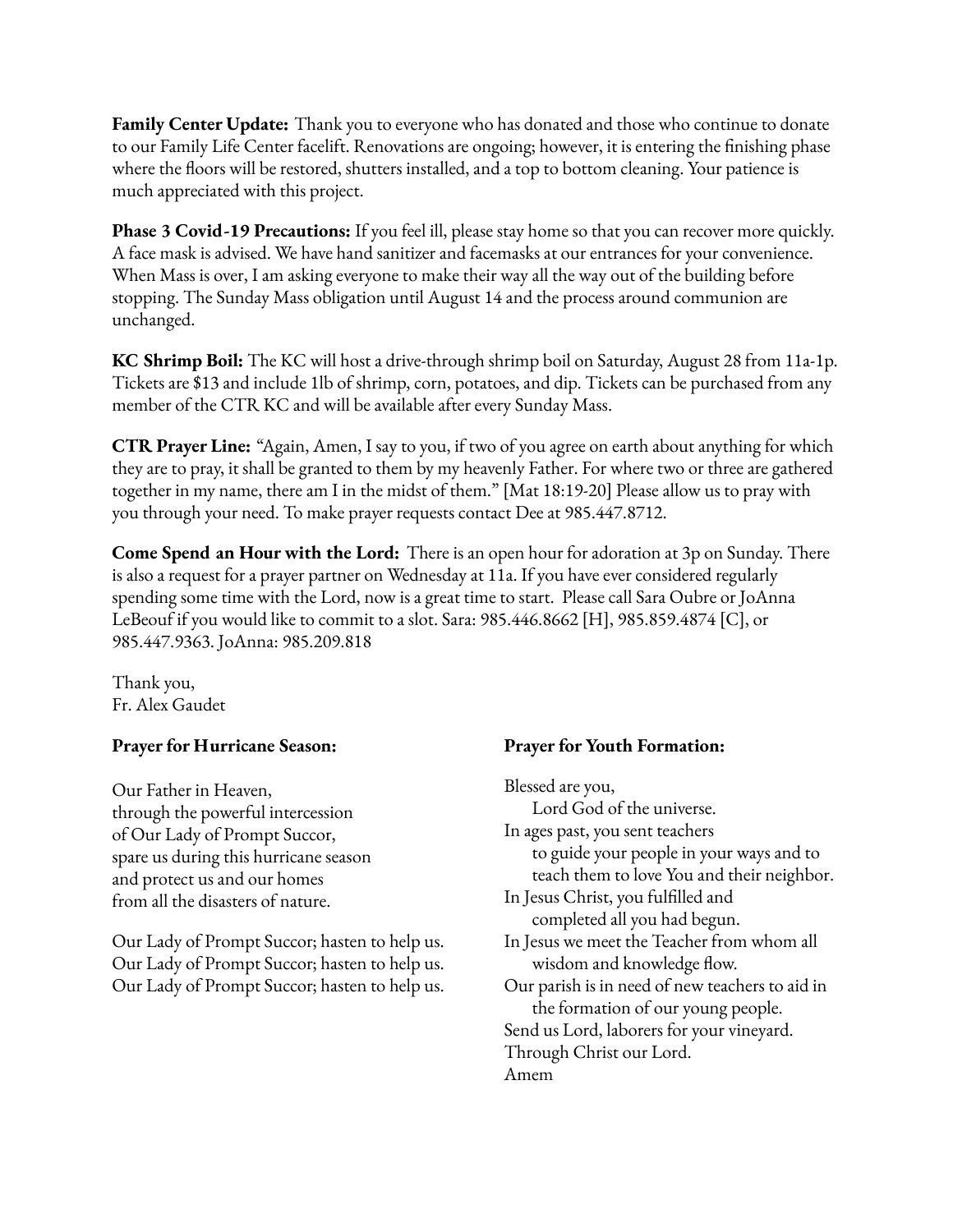**Family Center Update:** Thank you to everyone who has donated and those who continue to donate to our Family Life Center facelift. Renovations are ongoing; however, it is entering the finishing phase where the floors will be restored, shutters installed, and a top to bottom cleaning. Your patience is much appreciated with this project.

**Phase 3 Covid-19 Precautions:** If you feel ill, please stay home so that you can recover more quickly. A face mask is advised. We have hand sanitizer and facemasks at our entrances for your convenience. When Mass is over, I am asking everyone to make their way all the way out of the building before stopping. The Sunday Mass obligation until August 14 and the process around communion are unchanged.

**KC Shrimp Boil:** The KC will host a drive-through shrimp boil on Saturday, August 28 from 11a-1p. Tickets are $13 and include 1lb of shrimp, corn, potatoes, and dip. Tickets can be purchased from any member of the CTR KC and will be available after every Sunday Mass.

**CTR Prayer Line:** "Again, Amen, I say to you, if two of you agree on earth about anything for which they are to pray, it shall be granted to them by my heavenly Father. For where two or three are gathered together in my name, there am I in the midst of them." [Mat 18:19-20] Please allow us to pray with you through your need. To make prayer requests contact Dee at 985.447.8712.

**Come Spend an Hour with the Lord:** There is an open hour for adoration at 3p on Sunday. There is also a request for a prayer partner on Wednesday at 11a. If you have ever considered regularly spending some time with the Lord, now is a great time to start. Please call Sara Oubre or JoAnna LeBeouf if you would like to commit to a slot. Sara: 985.446.8662 [H], 985.859.4874 [C], or 985.447.9363. JoAnna: 985.209.818

Thank you,
Fr. Alex Gaudet

**Prayer for Hurricane Season:**

Our Father in Heaven,
through the powerful intercession
of Our Lady of Prompt Succor,
spare us during this hurricane season
and protect us and our homes
from all the disasters of nature.

Our Lady of Prompt Succor; hasten to help us.
Our Lady of Prompt Succor; hasten to help us.
Our Lady of Prompt Succor; hasten to help us.

**Prayer for Youth Formation:**

Blessed are you,
Lord God of the universe.
In ages past, you sent teachers
to guide your people in your ways and to teach them to love You and their neighbor.
In Jesus Christ, you fulfilled and
completed all you had begun.
In Jesus we meet the Teacher from whom all
wisdom and knowledge flow.
Our parish is in need of new teachers to aid in
the formation of our young people.
Send us Lord, laborers for your vineyard.
Through Christ our Lord.
Amem